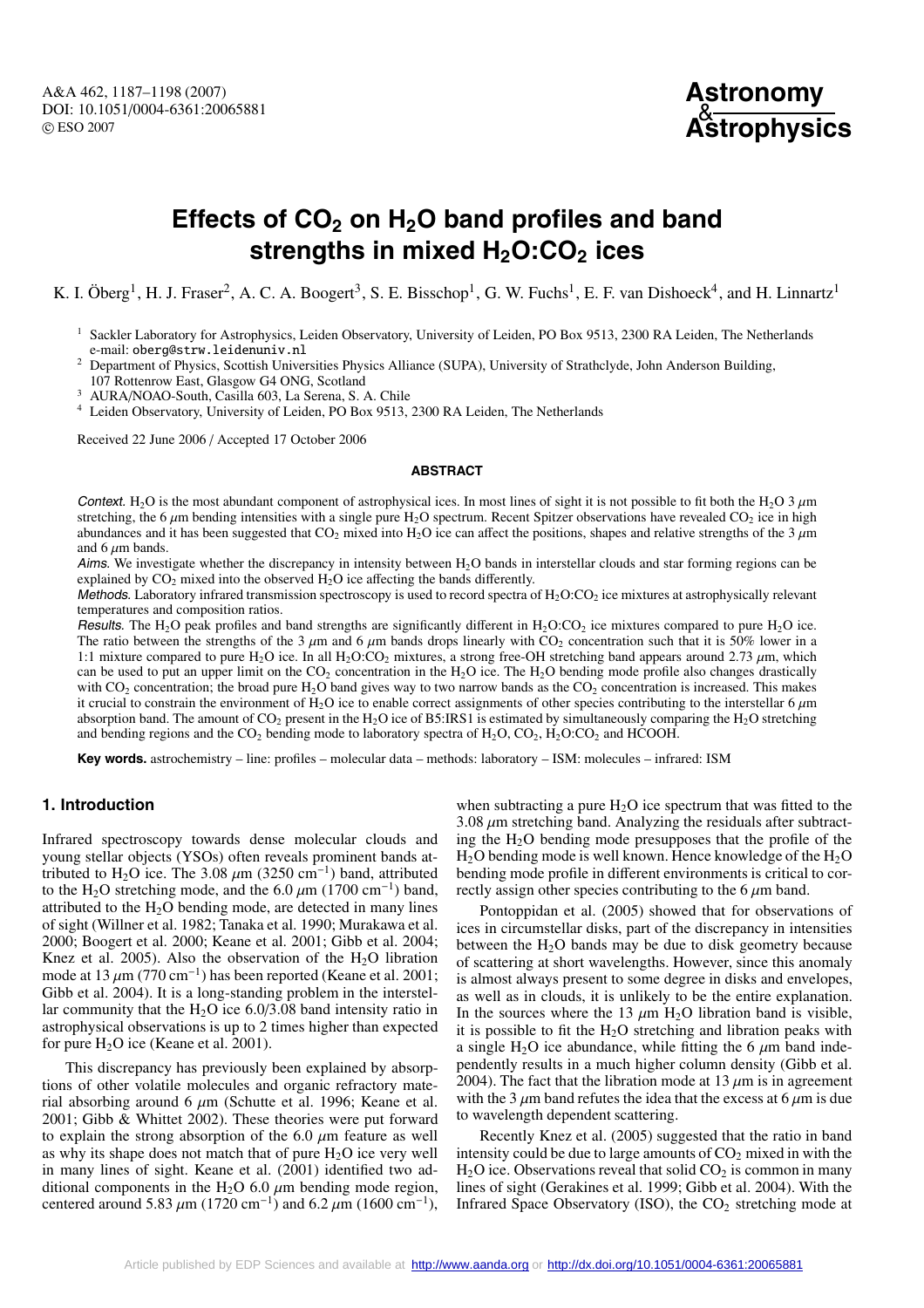# Effects of $CO_2$ on $H_2O$ band profiles and band strengths in mixed $H_2O$:$CO_2$ ices

K. I. Öberg[1], H. J. Fraser[2], A. C. A. Boogert[3], S. E. Bisschop[1], G. W. Fuchs[1], E. F. van Dishoeck[4], and H. Linnartz[1]

[1] Sackler Laboratory for Astrophysics, Leiden Observatory, University of Leiden, PO Box 9513, 2300 RA Leiden, The Netherlands e-mail: oberg@strw.leidenuniv.nl

[2] Department of Physics, Scottish Universities Physics Alliance (SUPA), University of Strathclyde, John Anderson Building, 107 Rottenrow East, Glasgow G4 ONG, Scotland

[3] AURA/NOAO-South, Casilla 603, La Serena, S. A. Chile

[4] Leiden Observatory, University of Leiden, PO Box 9513, 2300 RA Leiden, The Netherlands

Received 22 June 2006 / Accepted 17 October 2006

## ABSTRACT

*Context.* $H_2O$ is the most abundant component of astrophysical ices. In most lines of sight it is not possible to fit both the $H_2O$ 3 $\mu$m stretching, the 6 $\mu$m bending intensities with a single pure $H_2O$ spectrum. Recent Spitzer observations have revealed $CO_2$ ice in high abundances and it has been suggested that $CO_2$ mixed into $H_2O$ ice can affect the positions, shapes and relative strengths of the 3 $\mu$m and 6 $\mu$m bands.

*Aims.* We investigate whether the discrepancy in intensity between $H_2O$ bands in interstellar clouds and star forming regions can be explained by $CO_2$ mixed into the observed $H_2O$ ice affecting the bands differently.

*Methods.* Laboratory infrared transmission spectroscopy is used to record spectra of $H_2O$:$CO_2$ ice mixtures at astrophysically relevant temperatures and composition ratios.

*Results.* The $H_2O$ peak profiles and band strengths are significantly different in $H_2O$:$CO_2$ ice mixtures compared to pure $H_2O$ ice. The ratio between the strengths of the 3 $\mu$m and 6 $\mu$m bands drops linearly with $CO_2$ concentration such that it is 50% lower in a 1:1 mixture compared to pure $H_2O$ ice. In all $H_2O$:$CO_2$ mixtures, a strong free-OH stretching band appears around 2.73 $\mu$m, which can be used to put an upper limit on the $CO_2$ concentration in the $H_2O$ ice. The $H_2O$ bending mode profile also changes drastically with $CO_2$ concentration; the broad pure $H_2O$ band gives way to two narrow bands as the $CO_2$ concentration is increased. This makes it crucial to constrain the environment of $H_2O$ ice to enable correct assignments of other species contributing to the interstellar 6 $\mu$m absorption band. The amount of $CO_2$ present in the $H_2O$ ice of B5:IRS1 is estimated by simultaneously comparing the $H_2O$ stretching and bending regions and the $CO_2$ bending mode to laboratory spectra of $H_2O$, $CO_2$, $H_2O$:$CO_2$ and HCOOH.

**Key words.** astrochemistry – line: profiles – molecular data – methods: laboratory – ISM: molecules – infrared: ISM

## 1. Introduction

Infrared spectroscopy towards dense molecular clouds and young stellar objects (YSOs) often reveals prominent bands attributed to $H_2O$ ice. The 3.08 $\mu$m (3250 $cm^{-1}$) band, attributed to the $H_2O$ stretching mode, and the 6.0 $\mu$m (1700 $cm^{-1}$) band, attributed to the $H_2O$ bending mode, are detected in many lines of sight (Willner et al. 1982; Tanaka et al. 1990; Murakawa et al. 2000; Boogert et al. 2000; Keane et al. 2001; Gibb et al. 2004; Knez et al. 2005). Also the observation of the $H_2O$ libration mode at 13 $\mu$m (770 $cm^{-1}$) has been reported (Keane et al. 2001; Gibb et al. 2004). It is a long-standing problem in the interstellar community that the $H_2O$ ice 6.0/3.08 band intensity ratio in astrophysical observations is up to 2 times higher than expected for pure $H_2O$ ice (Keane et al. 2001).

This discrepancy has previously been explained by absorptions of other volatile molecules and organic refractory material absorbing around 6 $\mu$m (Schutte et al. 1996; Keane et al. 2001; Gibb & Whittet 2002). These theories were put forward to explain the strong absorption of the 6.0 $\mu$m feature as well as why its shape does not match that of pure $H_2O$ ice very well in many lines of sight. Keane et al. (2001) identified two additional components in the $H_2O$ 6.0 $\mu$m bending mode region, centered around 5.83 $\mu$m (1720 $cm^{-1}$) and 6.2 $\mu$m (1600 $cm^{-1}$), when subtracting a pure $H_2O$ ice spectrum that was fitted to the 3.08 $\mu$m stretching band. Analyzing the residuals after subtracting the $H_2O$ bending mode presupposes that the profile of the $H_2O$ bending mode is well known. Hence knowledge of the $H_2O$ bending mode profile in different environments is critical to correctly assign other species contributing to the 6 $\mu$m band.

Pontoppidan et al. (2005) showed that for observations of ices in circumstellar disks, part of the discrepancy in intensities between the $H_2O$ bands may be due to disk geometry because of scattering at short wavelengths. However, since this anomaly is almost always present to some degree in disks and envelopes, as well as in clouds, it is unlikely to be the entire explanation. In the sources where the 13 $\mu$m $H_2O$ libration band is visible, it is possible to fit the $H_2O$ stretching and libration peaks with a single $H_2O$ ice abundance, while fitting the 6 $\mu$m band independently results in a much higher column density (Gibb et al. 2004). The fact that the libration mode at 13 $\mu$m is in agreement with the 3 $\mu$m band refutes the idea that the excess at 6 $\mu$m is due to wavelength dependent scattering.

Recently Knez et al. (2005) suggested that the ratio in band intensity could be due to large amounts of $CO_2$ mixed in with the $H_2O$ ice. Observations reveal that solid $CO_2$ is common in many lines of sight (Gerakines et al. 1999; Gibb et al. 2004). With the Infrared Space Observatory (ISO), the $CO_2$ stretching mode at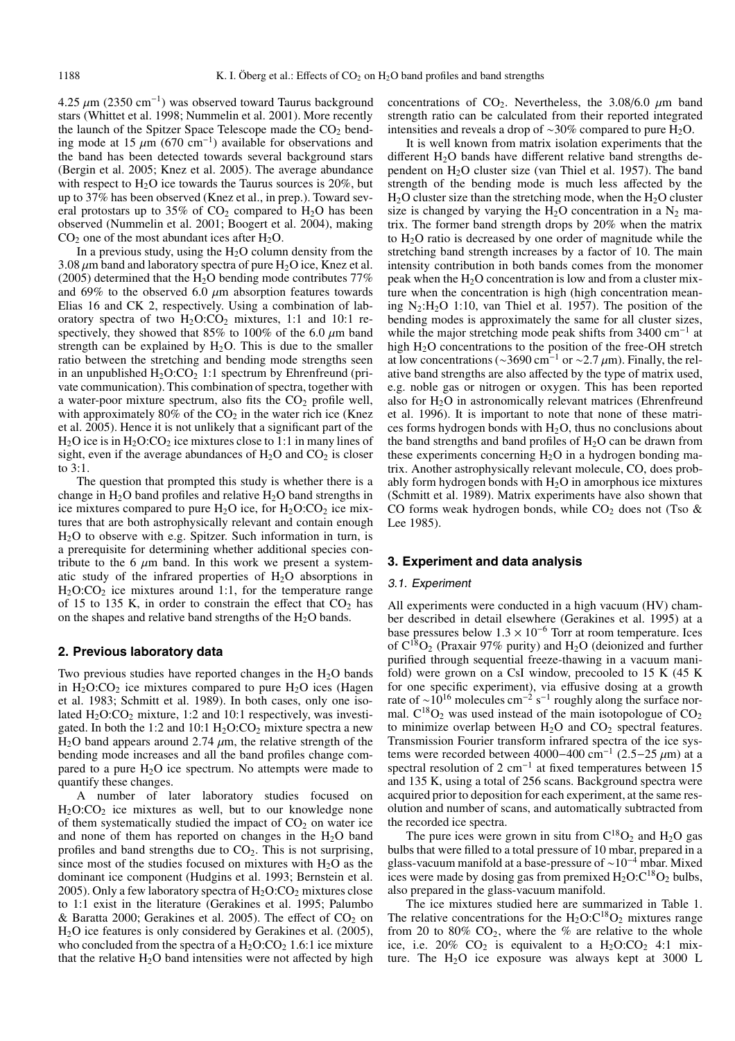4.25 $\mu$m (2350 $cm^{-1}$) was observed toward Taurus background stars (Whittet et al. 1998; Nummelin et al. 2001). More recently the launch of the Spitzer Space Telescope made the $CO_2$ bending mode at 15 $\mu$m (670 $cm^{-1}$) available for observations and the band has been detected towards several background stars (Bergin et al. 2005; Knez et al. 2005). The average abundance with respect to $H_2O$ ice towards the Taurus sources is 20%, but up to 37% has been observed (Knez et al., in prep.). Toward several protostars up to 35% of $CO_2$ compared to $H_2O$ has been observed (Nummelin et al. 2001; Boogert et al. 2004), making $CO_2$ one of the most abundant ices after $H_2O$.

In a previous study, using the $H_2O$ column density from the 3.08 $\mu$m band and laboratory spectra of pure $H_2O$ ice, Knez et al. (2005) determined that the $H_2O$ bending mode contributes 77% and 69% to the observed 6.0 $\mu$m absorption features towards Elias 16 and CK 2, respectively. Using a combination of laboratory spectra of two $H_2O$:$CO_2$ mixtures, 1:1 and 10:1 respectively, they showed that 85% to 100% of the 6.0 $\mu$m band strength can be explained by $H_2O$. This is due to the smaller ratio between the stretching and bending mode strengths seen in an unpublished $H_2O$:$CO_2$ 1:1 spectrum by Ehrenfreund (private communication). This combination of spectra, together with a water-poor mixture spectrum, also fits the $CO_2$ profile well, with approximately 80% of the $CO_2$ in the water rich ice (Knez et al. 2005). Hence it is not unlikely that a significant part of the $H_2O$ ice is in $H_2O$:$CO_2$ ice mixtures close to 1:1 in many lines of sight, even if the average abundances of $H_2O$ and $CO_2$ is closer to 3:1.

The question that prompted this study is whether there is a change in $H_2O$ band profiles and relative $H_2O$ band strengths in ice mixtures compared to pure $H_2O$ ice, for $H_2O$:$CO_2$ ice mixtures that are both astrophysically relevant and contain enough $H_2O$ to observe with e.g. Spitzer. Such information in turn, is a prerequisite for determining whether additional species contribute to the 6 $\mu$m band. In this work we present a systematic study of the infrared properties of $H_2O$ absorptions in $H_2O$:$CO_2$ ice mixtures around 1:1, for the temperature range of 15 to 135 K, in order to constrain the effect that $CO_2$ has on the shapes and relative band strengths of the $H_2O$ bands.

## 2. Previous laboratory data

Two previous studies have reported changes in the $H_2O$ bands in $H_2O$:$CO_2$ ice mixtures compared to pure $H_2O$ ice (Hagen et al. 1983; Schmitt et al. 1989). In both cases, only one isolated $H_2O$:$CO_2$ mixture, 1:2 and 10:1 respectively, was investigated. In both the 1:2 and 10:1 $H_2O$:$CO_2$ mixture spectra a new $H_2O$ band appears around 2.74 $\mu$m, the relative strength of the bending mode increases and all the band profiles change compared to a pure $H_2O$ ice spectrum. No attempts were made to quantify these changes.

A number of later laboratory studies focused on $H_2O$:$CO_2$ ice mixtures as well, but to our knowledge none of them systematically studied the impact of $CO_2$ on water ice and none of them has reported on changes in the $H_2O$ band profiles and band strengths due to $CO_2$. This is not surprising, since most of the studies focused on mixtures with $H_2O$ as the dominant ice component (Hudgins et al. 1993; Bernstein et al. 2005). Only a few laboratory spectra of $H_2O$:$CO_2$ mixtures close to 1:1 exist in the literature (Gerakines et al. 1995; Palumbo & Baratta 2000; Gerakines et al. 2005). The effect of $CO_2$ on $H_2O$ ice features is only considered by Gerakines et al. (2005), who concluded from the spectra of a $H_2O$:$CO_2$ 1.6:1 ice mixture that the relative $H_2O$ band intensities were not affected by high concentrations of $CO_2$. Nevertheless, the 3.08/6.0 $\mu$m band strength ratio can be calculated from their reported integrated intensities and reveals a drop of ~30% compared to pure $H_2O$.

It is well known from matrix isolation experiments that the different $H_2O$ bands have different relative band strengths dependent on $H_2O$ cluster size (van Thiel et al. 1957). The band strength of the bending mode is much less affected by the $H_2O$ cluster size than the stretching mode, when the $H_2O$ cluster size is changed by varying the $H_2O$ concentration in a $N_2$ matrix. The former band strength drops by 20% when the matrix to $H_2O$ ratio is decreased by one order of magnitude while the stretching band strength increases by a factor of 10. The main intensity contribution in both bands comes from the monomer peak when the $H_2O$ concentration is low and from a cluster mixture when the concentration is high (high concentration meaning $N_2$:$H_2O$ 1:10, van Thiel et al. 1957). The position of the bending modes is approximately the same for all cluster sizes, while the major stretching mode peak shifts from 3400 $cm^{-1}$ at high $H_2O$ concentrations to the position of the free-OH stretch at low concentrations (~3690 $cm^{-1}$ or ~2.7 $\mu$m). Finally, the relative band strengths are also affected by the type of matrix used, e.g. noble gas or nitrogen or oxygen. This has been reported also for $H_2O$ in astronomically relevant matrices (Ehrenfreund et al. 1996). It is important to note that none of these matrices forms hydrogen bonds with $H_2O$, thus no conclusions about the band strengths and band profiles of $H_2O$ can be drawn from these experiments concerning $H_2O$ in a hydrogen bonding matrix. Another astrophysically relevant molecule, CO, does probably form hydrogen bonds with $H_2O$ in amorphous ice mixtures (Schmitt et al. 1989). Matrix experiments have also shown that CO forms weak hydrogen bonds, while $CO_2$ does not (Tso & Lee 1985).

## 3. Experiment and data analysis

### 3.1. Experiment

All experiments were conducted in a high vacuum (HV) chamber described in detail elsewhere (Gerakines et al. 1995) at a base pressures below $1.3 \times 10^{-6}$ Torr at room temperature. Ices of $C^{18}O_2$ (Praxair 97% purity) and $H_2O$ (deionized and further purified through sequential freeze-thawing in a vacuum manifold) were grown on a CsI window, precooled to 15 K (45 K for one specific experiment), via effusive dosing at a growth rate of ~$10^{16}$ molecules $cm^{-2}$ $s^{-1}$ roughly along the surface normal. $C^{18}O_2$ was used instead of the main isotopologue of $CO_2$ to minimize overlap between $H_2O$ and $CO_2$ spectral features. Transmission Fourier transform infrared spectra of the ice systems were recorded between 4000−400 $cm^{-1}$ (2.5−25 $\mu$m) at a spectral resolution of 2 $cm^{-1}$ at fixed temperatures between 15 and 135 K, using a total of 256 scans. Background spectra were acquired prior to deposition for each experiment, at the same resolution and number of scans, and automatically subtracted from the recorded ice spectra.

The pure ices were grown in situ from $C^{18}O_2$ and $H_2O$ gas bulbs that were filled to a total pressure of 10 mbar, prepared in a glass-vacuum manifold at a base-pressure of ~$10^{-4}$ mbar. Mixed ices were made by dosing gas from premixed $H_2O$:$C^{18}O_2$ bulbs, also prepared in the glass-vacuum manifold.

The ice mixtures studied here are summarized in Table 1. The relative concentrations for the $H_2O$:$C^{18}O_2$ mixtures range from 20 to 80% $CO_2$, where the % are relative to the whole ice, i.e. 20% $CO_2$ is equivalent to a $H_2O$:$CO_2$ 4:1 mixture. The $H_2O$ ice exposure was always kept at 3000 L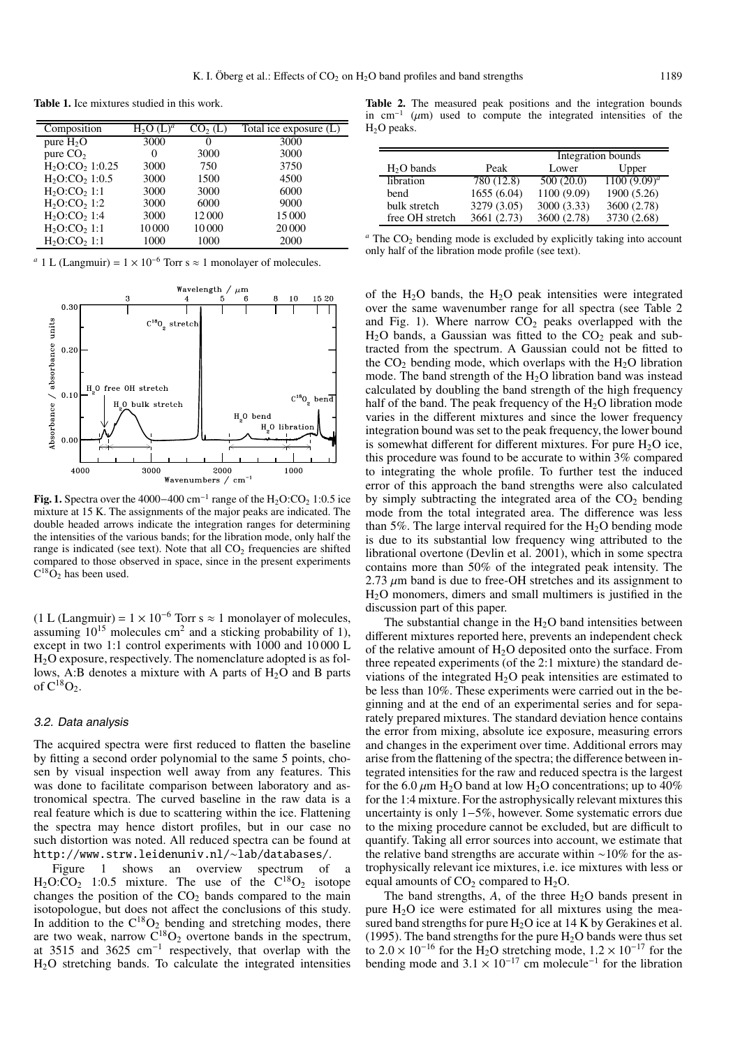**Table 1.** Ice mixtures studied in this work.

| Composition | $H_2O$ (L)[a] | $CO_2$ (L) | Total ice exposure (L) |
|---|---|---|---|
| pure $H_2O$ | 3000 | 0 | 3000 |
| pure $CO_2$ | 0 | 3000 | 3000 |
| $H_2O$:$CO_2$ 1:0.25 | 3000 | 750 | 3750 |
| $H_2O$:$CO_2$ 1:0.5 | 3000 | 1500 | 4500 |
| $H_2O$:$CO_2$ 1:1 | 3000 | 3000 | 6000 |
| $H_2O$:$CO_2$ 1:2 | 3000 | 6000 | 9000 |
| $H_2O$:$CO_2$ 1:4 | 3000 | 12 000 | 15 000 |
| $H_2O$:$CO_2$ 1:1 | 10 000 | 10 000 | 20 000 |
| $H_2O$:$CO_2$ 1:1 | 1000 | 1000 | 2000 |

[a] 1 L (Langmuir) = $1 \times 10^{-6}$ Torr s $\approx$ 1 monolayer of molecules.

**Fig. 1.** Spectra over the 4000−400 cm$^{-1}$ range of the $H_2O$:$CO_2$ 1:0.5 ice mixture at 15 K. The assignments of the major peaks are indicated. The double headed arrows indicate the integration ranges for determining the intensities of the various bands; for the libration mode, only half the range is indicated (see text). Note that all $CO_2$ frequencies are shifted compared to those observed in space, since in the present experiments $C^{18}O_2$ has been used.

(1 L (Langmuir) = $1 \times 10^{-6}$ Torr s $\approx$ 1 monolayer of molecules, assuming $10^{15}$ molecules cm$^2$ and a sticking probability of 1), except in two 1:1 control experiments with 1000 and 10 000 L $H_2O$ exposure, respectively. The nomenclature adopted is as follows, A:B denotes a mixture with A parts of $H_2O$ and B parts of $C^{18}O_2$.

### 3.2. Data analysis

The acquired spectra were first reduced to flatten the baseline by fitting a second order polynomial to the same 5 points, chosen by visual inspection well away from any features. This was done to facilitate comparison between laboratory and astronomical spectra. The curved baseline in the raw data is a real feature which is due to scattering within the ice. Flattening the spectra may hence distort profiles, but in our case no such distortion was noted. All reduced spectra can be found at http://www.strw.leidenuniv.nl/~lab/databases/.

Figure 1 shows an overview spectrum of a $H_2O$:$CO_2$ 1:0.5 mixture. The use of the $C^{18}O_2$ isotope changes the position of the $CO_2$ bands compared to the main isotopologue, but does not affect the conclusions of this study. In addition to the $C^{18}O_2$ bending and stretching modes, there are two weak, narrow $C^{18}O_2$ overtone bands in the spectrum, at 3515 and 3625 cm$^{-1}$ respectively, that overlap with the $H_2O$ stretching bands. To calculate the integrated intensities

**Table 2.** The measured peak positions and the integration bounds in cm$^{-1}$ ($\mu$m) used to compute the integrated intensities of the $H_2O$ peaks.

| | | Integration bounds | |
|---|---|---|---|
| $H_2O$ bands | Peak | Lower | Upper |
| libration | 780 (12.8) | 500 (20.0) | 1100 (9.09)[a] |
| bend | 1655 (6.04) | 1100 (9.09) | 1900 (5.26) |
| bulk stretch | 3279 (3.05) | 3000 (3.33) | 3600 (2.78) |
| free OH stretch | 3661 (2.73) | 3600 (2.78) | 3730 (2.68) |

[a] The $CO_2$ bending mode is excluded by explicitly taking into account only half of the libration mode profile (see text).

of the $H_2O$ bands, the $H_2O$ peak intensities were integrated over the same wavenumber range for all spectra (see Table 2 and Fig. 1). Where narrow $CO_2$ peaks overlapped with the $H_2O$ bands, a Gaussian was fitted to the $CO_2$ peak and subtracted from the spectrum. A Gaussian could not be fitted to the $CO_2$ bending mode, which overlaps with the $H_2O$ libration mode. The band strength of the $H_2O$ libration band was instead calculated by doubling the band strength of the high frequency half of the band. The peak frequency of the $H_2O$ libration mode varies in the different mixtures and since the lower frequency integration bound was set to the peak frequency, the lower bound is somewhat different for different mixtures. For pure $H_2O$ ice, this procedure was found to be accurate to within 3% compared to integrating the whole profile. To further test the induced error of this approach the band strengths were also calculated by simply subtracting the integrated area of the $CO_2$ bending mode from the total integrated area. The difference was less than 5%. The large interval required for the $H_2O$ bending mode is due to its substantial low frequency wing attributed to the librational overtone (Devlin et al. 2001), which in some spectra contains more than 50% of the integrated peak intensity. The 2.73 $\mu$m band is due to free-OH stretches and its assignment to $H_2O$ monomers, dimers and small multimers is justified in the discussion part of this paper.

The substantial change in the $H_2O$ band intensities between different mixtures reported here, prevents an independent check of the relative amount of $H_2O$ deposited onto the surface. From three repeated experiments (of the 2:1 mixture) the standard deviations of the integrated $H_2O$ peak intensities are estimated to be less than 10%. These experiments were carried out in the beginning and at the end of an experimental series and for separately prepared mixtures. The standard deviation hence contains the error from mixing, absolute ice exposure, measuring errors and changes in the experiment over time. Additional errors may arise from the flattening of the spectra; the difference between integrated intensities for the raw and reduced spectra is the largest for the 6.0 $\mu$m $H_2O$ band at low $H_2O$ concentrations; up to 40% for the 1:4 mixture. For the astrophysically relevant mixtures this uncertainty is only 1−5%, however. Some systematic errors due to the mixing procedure cannot be excluded, but are difficult to quantify. Taking all error sources into account, we estimate that the relative band strengths are accurate within ~10% for the astrophysically relevant ice mixtures, i.e. ice mixtures with less or equal amounts of $CO_2$ compared to $H_2O$.

The band strengths, $A$, of the three $H_2O$ bands present in pure $H_2O$ ice were estimated for all mixtures using the measured band strengths for pure $H_2O$ ice at 14 K by Gerakines et al. (1995). The band strengths for the pure $H_2O$ bands were thus set to $2.0 \times 10^{-16}$ for the $H_2O$ stretching mode, $1.2 \times 10^{-17}$ for the bending mode and $3.1 \times 10^{-17}$ cm molecule$^{-1}$ for the libration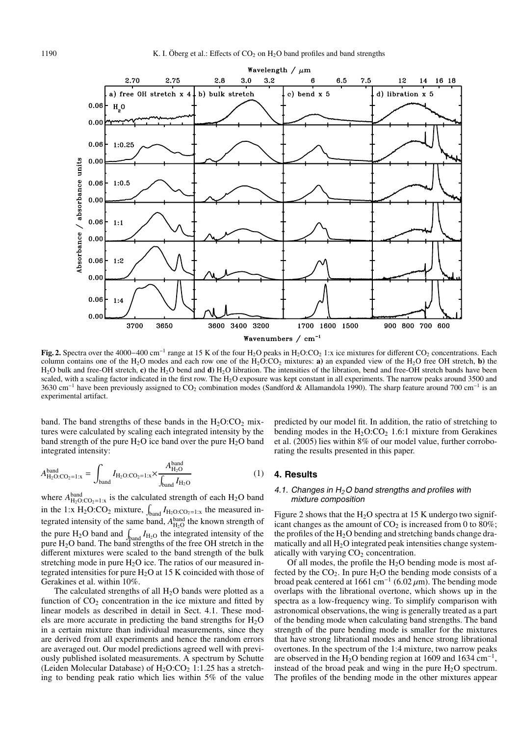**Fig. 2.** Spectra over the 4000−400 cm$^{-1}$ range at 15 K of the four $H_2O$ peaks in $H_2O$:$CO_2$ 1:x ice mixtures for different $CO_2$ concentrations. Each column contains one of the $H_2O$ modes and each row one of the $H_2O$:$CO_2$ mixtures: **a)** an expanded view of the $H_2O$ free OH stretch, **b)** the $H_2O$ bulk and free-OH stretch, **c)** the $H_2O$ bend and **d)** $H_2O$ libration. The intensities of the libration, bend and free-OH stretch bands have been scaled, with a scaling factor indicated in the first row. The $H_2O$ exposure was kept constant in all experiments. The narrow peaks around 3500 and 3630 cm$^{-1}$ have been previously assigned to $CO_2$ combination modes (Sandford & Allamandola 1990). The sharp feature around 700 cm$^{-1}$ is an experimental artifact.

band. The band strengths of these bands in the $H_2O$:$CO_2$ mixtures were calculated by scaling each integrated intensity by the band strength of the pure $H_2O$ ice band over the pure $H_2O$ band integrated intensity:

$$A^{\rm band}_{\rm H_2O:CO_2=1:x} = \int_{\rm band} I_{\rm H_2O:CO_2=1:x} \times \frac{A^{\rm band}_{\rm H_2O}}{\int_{\rm band} I_{\rm H_2O}} \quad (1)$$

where $A^{\rm band}_{\rm H_2O:CO_2=1:x}$ is the calculated strength of each $H_2O$ band in the 1:x $H_2O$:$CO_2$ mixture, $\int_{\rm band} I_{\rm H_2O:CO_2=1:x}$ the measured integrated intensity of the same band, $A^{\rm band}_{\rm H_2O}$ the known strength of the pure $H_2O$ band and $\int_{\rm band} I_{\rm H_2O}$ the integrated intensity of the pure $H_2O$ band. The band strengths of the free OH stretch in the different mixtures were scaled to the band strength of the bulk stretching mode in pure $H_2O$ ice. The ratios of our measured integrated intensities for pure $H_2O$ at 15 K coincided with those of Gerakines et al. within 10%.

The calculated strengths of all $H_2O$ bands were plotted as a function of $CO_2$ concentration in the ice mixture and fitted by linear models as described in detail in Sect. 4.1. These models are more accurate in predicting the band strengths for $H_2O$ in a certain mixture than individual measurements, since they are derived from all experiments and hence the random errors are averaged out. Our model predictions agreed well with previously published isolated measurements. A spectrum by Schutte (Leiden Molecular Database) of $H_2O$:$CO_2$ 1:1.25 has a stretching to bending peak ratio which lies within 5% of the value predicted by our model fit. In addition, the ratio of stretching to bending modes in the $H_2O$:$CO_2$ 1.6:1 mixture from Gerakines et al. (2005) lies within 8% of our model value, further corroborating the results presented in this paper.

## 4. Results

### 4.1. Changes in $H_2O$ band strengths and profiles with mixture composition

Figure 2 shows that the $H_2O$ spectra at 15 K undergo two significant changes as the amount of $CO_2$ is increased from 0 to 80%; the profiles of the $H_2O$ bending and stretching bands change dramatically and all $H_2O$ integrated peak intensities change systematically with varying $CO_2$ concentration.

Of all modes, the profile the $H_2O$ bending mode is most affected by the $CO_2$. In pure $H_2O$ the bending mode consists of a broad peak centered at 1661 cm$^{-1}$ (6.02 $\mu$m). The bending mode overlaps with the librational overtone, which shows up in the spectra as a low-frequency wing. To simplify comparison with astronomical observations, the wing is generally treated as a part of the bending mode when calculating band strengths. The band strength of the pure bending mode is smaller for the mixtures that have strong librational modes and hence strong librational overtones. In the spectrum of the 1:4 mixture, two narrow peaks are observed in the $H_2O$ bending region at 1609 and 1634 cm$^{-1}$, instead of the broad peak and wing in the pure $H_2O$ spectrum. The profiles of the bending mode in the other mixtures appear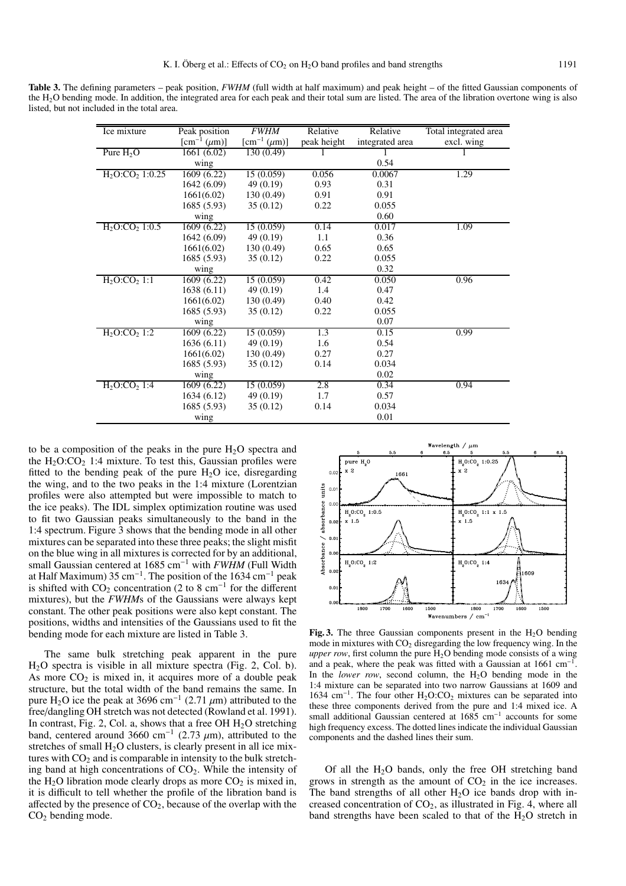**Table 3.** The defining parameters – peak position, *FWHM* (full width at half maximum) and peak height – of the fitted Gaussian components of the $H_2O$ bending mode. In addition, the integrated area for each peak and their total sum are listed. The area of the libration overtone wing is also listed, but not included in the total area.

| Ice mixture | Peak position [$cm^{-1}$ ($\mu$m)] | *FWHM* [$cm^{-1}$ ($\mu$m)] | Relative peak height | Relative integrated area | Total integrated area excl. wing |
|---|---|---|---|---|---|
| Pure $H_2O$ | 1661 (6.02) | 130 (0.49) | 1 | 1 | 1 |
| | wing | | | 0.54 | |
| $H_2O$:$CO_2$ 1:0.25 | 1609 (6.22) | 15 (0.059) | 0.056 | 0.0067 | 1.29 |
| | 1642 (6.09) | 49 (0.19) | 0.93 | 0.31 | |
| | 1661(6.02) | 130 (0.49) | 0.91 | 0.91 | |
| | 1685 (5.93) | 35 (0.12) | 0.22 | 0.055 | |
| | wing | | | 0.60 | |
| $H_2O$:$CO_2$ 1:0.5 | 1609 (6.22) | 15 (0.059) | 0.14 | 0.017 | 1.09 |
| | 1642 (6.09) | 49 (0.19) | 1.1 | 0.36 | |
| | 1661(6.02) | 130 (0.49) | 0.65 | 0.65 | |
| | 1685 (5.93) | 35 (0.12) | 0.22 | 0.055 | |
| | wing | | | 0.32 | |
| $H_2O$:$CO_2$ 1:1 | 1609 (6.22) | 15 (0.059) | 0.42 | 0.050 | 0.96 |
| | 1638 (6.11) | 49 (0.19) | 1.4 | 0.47 | |
| | 1661(6.02) | 130 (0.49) | 0.40 | 0.42 | |
| | 1685 (5.93) | 35 (0.12) | 0.22 | 0.055 | |
| | wing | | | 0.07 | |
| $H_2O$:$CO_2$ 1:2 | 1609 (6.22) | 15 (0.059) | 1.3 | 0.15 | 0.99 |
| | 1636 (6.11) | 49 (0.19) | 1.6 | 0.54 | |
| | 1661(6.02) | 130 (0.49) | 0.27 | 0.27 | |
| | 1685 (5.93) | 35 (0.12) | 0.14 | 0.034 | |
| | wing | | | 0.02 | |
| $H_2O$:$CO_2$ 1:4 | 1609 (6.22) | 15 (0.059) | 2.8 | 0.34 | 0.94 |
| | 1634 (6.12) | 49 (0.19) | 1.7 | 0.57 | |
| | 1685 (5.93) | 35 (0.12) | 0.14 | 0.034 | |
| | wing | | | 0.01 | |

to be a composition of the peaks in the pure $H_2O$ spectra and the $H_2O$:$CO_2$ 1:4 mixture. To test this, Gaussian profiles were fitted to the bending peak of the pure $H_2O$ ice, disregarding the wing, and to the two peaks in the 1:4 mixture (Lorentzian profiles were also attempted but were impossible to match to the ice peaks). The IDL simplex optimization routine was used to fit two Gaussian peaks simultaneously to the band in the 1:4 spectrum. Figure 3 shows that the bending mode in all other mixtures can be separated into these three peaks; the slight misfit on the blue wing in all mixtures is corrected for by an additional, small Gaussian centered at 1685 $cm^{-1}$ with *FWHM* (Full Width at Half Maximum) 35 $cm^{-1}$. The position of the 1634 $cm^{-1}$ peak is shifted with $CO_2$ concentration (2 to 8 $cm^{-1}$ for the different mixtures), but the *FWHM*s of the Gaussians were always kept constant. The other peak positions were also kept constant. The positions, widths and intensities of the Gaussians used to fit the bending mode for each mixture are listed in Table 3.

The same bulk stretching peak apparent in the pure $H_2O$ spectra is visible in all mixture spectra (Fig. 2, Col. b). As more $CO_2$ is mixed in, it acquires more of a double peak structure, but the total width of the band remains the same. In pure $H_2O$ ice the peak at 3696 $cm^{-1}$ (2.71 $\mu$m) attributed to the free/dangling OH stretch was not detected (Rowland et al. 1991). In contrast, Fig. 2, Col. a, shows that a free OH $H_2O$ stretching band, centered around 3660 $cm^{-1}$ (2.73 $\mu$m), attributed to the stretches of small $H_2O$ clusters, is clearly present in all ice mixtures with $CO_2$ and is comparable in intensity to the bulk stretching band at high concentrations of $CO_2$. While the intensity of the $H_2O$ libration mode clearly drops as more $CO_2$ is mixed in, it is difficult to tell whether the profile of the libration band is affected by the presence of $CO_2$, because of the overlap with the $CO_2$ bending mode.

**Fig. 3.** The three Gaussian components present in the $H_2O$ bending mode in mixtures with $CO_2$ disregarding the low frequency wing. In the *upper row*, first column the pure $H_2O$ bending mode consists of a wing and a peak, where the peak was fitted with a Gaussian at 1661 $cm^{-1}$. In the *lower row*, second column, the $H_2O$ bending mode in the 1:4 mixture can be separated into two narrow Gaussians at 1609 and 1634 $cm^{-1}$. The four other $H_2O$:$CO_2$ mixtures can be separated into these three components derived from the pure and 1:4 mixed ice. A small additional Gaussian centered at 1685 $cm^{-1}$ accounts for some high frequency excess. The dotted lines indicate the individual Gaussian components and the dashed lines their sum.

Of all the $H_2O$ bands, only the free OH stretching band grows in strength as the amount of $CO_2$ in the ice increases. The band strengths of all other $H_2O$ ice bands drop with increased concentration of $CO_2$, as illustrated in Fig. 4, where all band strengths have been scaled to that of the $H_2O$ stretch in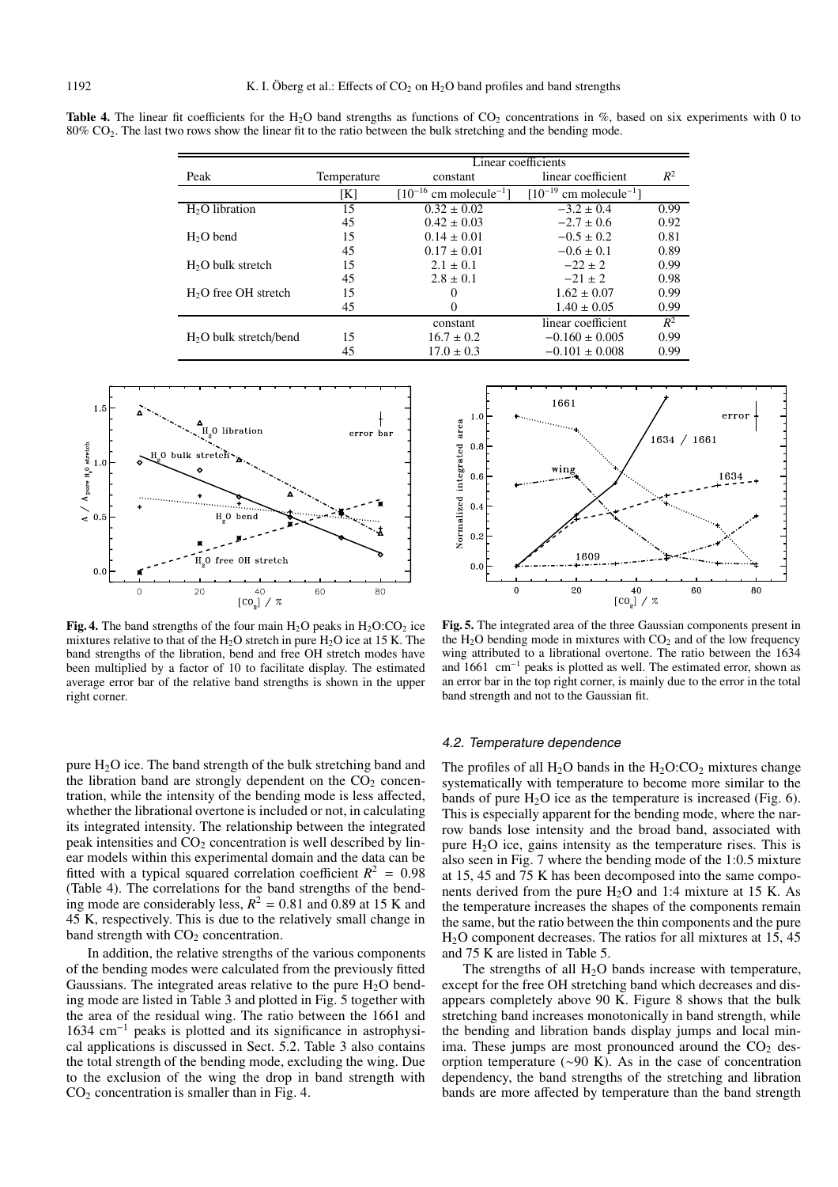**Table 4.** The linear fit coefficients for the $H_2O$ band strengths as functions of $CO_2$ concentrations in %, based on six experiments with 0 to 80% $CO_2$. The last two rows show the linear fit to the ratio between the bulk stretching and the bending mode.

| Peak | Temperature | Linear coefficients | | |
|---|---|---|---|---|
| | | constant | linear coefficient | $R^2$ |
| | [K] | [$10^{-16}$ cm molecule$^{-1}$] | [$10^{-19}$ cm molecule$^{-1}$] | |
| $H_2O$ libration | 15 | $0.32 \pm 0.02$ | $-3.2 \pm 0.4$ | 0.99 |
| | 45 | $0.42 \pm 0.03$ | $-2.7 \pm 0.6$ | 0.92 |
| $H_2O$ bend | 15 | $0.14 \pm 0.01$ | $-0.5 \pm 0.2$ | 0.81 |
| | 45 | $0.17 \pm 0.01$ | $-0.6 \pm 0.1$ | 0.89 |
| $H_2O$ bulk stretch | 15 | $2.1 \pm 0.1$ | $-22 \pm 2$ | 0.99 |
| | 45 | $2.8 \pm 0.1$ | $-21 \pm 2$ | 0.98 |
| $H_2O$ free OH stretch | 15 | 0 | $1.62 \pm 0.07$ | 0.99 |
| | 45 | 0 | $1.40 \pm 0.05$ | 0.99 |
| | | constant | linear coefficient | $R^2$ |
| $H_2O$ bulk stretch/bend | 15 | $16.7 \pm 0.2$ | $-0.160 \pm 0.005$ | 0.99 |
| | 45 | $17.0 \pm 0.3$ | $-0.101 \pm 0.008$ | 0.99 |

**Fig. 4.** The band strengths of the four main $H_2O$ peaks in $H_2O$:$CO_2$ ice mixtures relative to that of the $H_2O$ stretch in pure $H_2O$ ice at 15 K. The band strengths of the libration, bend and free OH stretch modes have been multiplied by a factor of 10 to facilitate display. The estimated average error bar of the relative band strengths is shown in the upper right corner.

**Fig. 5.** The integrated area of the three Gaussian components present in the $H_2O$ bending mode in mixtures with $CO_2$ and of the low frequency wing attributed to a librational overtone. The ratio between the 1634 and 1661 cm$^{-1}$ peaks is plotted as well. The estimated error, shown as an error bar in the top right corner, is mainly due to the error in the total band strength and not to the Gaussian fit.

pure $H_2O$ ice. The band strength of the bulk stretching band and the libration band are strongly dependent on the $CO_2$ concentration, while the intensity of the bending mode is less affected, whether the librational overtone is included or not, in calculating its integrated intensity. The relationship between the integrated peak intensities and $CO_2$ concentration is well described by linear models within this experimental domain and the data can be fitted with a typical squared correlation coefficient $R^2 = 0.98$ (Table 4). The correlations for the band strengths of the bending mode are considerably less, $R^2 = 0.81$ and 0.89 at 15 K and 45 K, respectively. This is due to the relatively small change in band strength with $CO_2$ concentration.

In addition, the relative strengths of the various components of the bending modes were calculated from the previously fitted Gaussians. The integrated areas relative to the pure $H_2O$ bending mode are listed in Table 3 and plotted in Fig. 5 together with the area of the residual wing. The ratio between the 1661 and 1634 cm$^{-1}$ peaks is plotted and its significance in astrophysical applications is discussed in Sect. 5.2. Table 3 also contains the total strength of the bending mode, excluding the wing. Due to the exclusion of the wing the drop in band strength with $CO_2$ concentration is smaller than in Fig. 4.

### 4.2. Temperature dependence

The profiles of all $H_2O$ bands in the $H_2O$:$CO_2$ mixtures change systematically with temperature to become more similar to the bands of pure $H_2O$ ice as the temperature is increased (Fig. 6). This is especially apparent for the bending mode, where the narrow bands lose intensity and the broad band, associated with pure $H_2O$ ice, gains intensity as the temperature rises. This is also seen in Fig. 7 where the bending mode of the 1:0.5 mixture at 15, 45 and 75 K has been decomposed into the same components derived from the pure $H_2O$ and 1:4 mixture at 15 K. As the temperature increases the shapes of the components remain the same, but the ratio between the thin components and the pure $H_2O$ component decreases. The ratios for all mixtures at 15, 45 and 75 K are listed in Table 5.

The strengths of all $H_2O$ bands increase with temperature, except for the free OH stretching band which decreases and disappears completely above 90 K. Figure 8 shows that the bulk stretching band increases monotonically in band strength, while the bending and libration bands display jumps and local minima. These jumps are most pronounced around the $CO_2$ desorption temperature (∼90 K). As in the case of concentration dependency, the band strengths of the stretching and libration bands are more affected by temperature than the band strength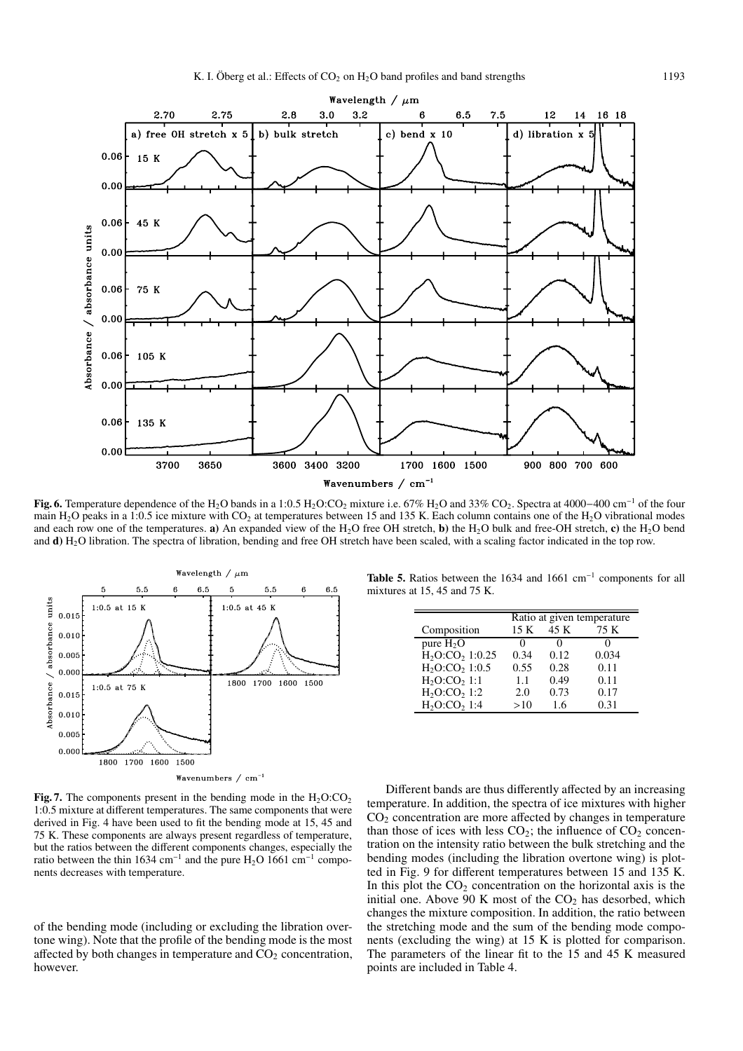**Fig. 6.** Temperature dependence of the $H_2O$ bands in a 1:0.5 $H_2O$:$CO_2$ mixture i.e. 67% $H_2O$ and 33% $CO_2$. Spectra at 4000−400 $cm^{-1}$ of the four main $H_2O$ peaks in a 1:0.5 ice mixture with $CO_2$ at temperatures between 15 and 135 K. Each column contains one of the $H_2O$ vibrational modes and each row one of the temperatures. **a)** An expanded view of the $H_2O$ free OH stretch, **b)** the $H_2O$ bulk and free-OH stretch, **c)** the $H_2O$ bend and **d)** $H_2O$ libration. The spectra of libration, bending and free OH stretch have been scaled, with a scaling factor indicated in the top row.

**Fig. 7.** The components present in the bending mode in the $H_2O$:$CO_2$ 1:0.5 mixture at different temperatures. The same components that were derived in Fig. 4 have been used to fit the bending mode at 15, 45 and 75 K. These components are always present regardless of temperature, but the ratios between the different components changes, especially the ratio between the thin 1634 $cm^{-1}$ and the pure $H_2O$ 1661 $cm^{-1}$ components decreases with temperature.

of the bending mode (including or excluding the libration overtone wing). Note that the profile of the bending mode is the most affected by both changes in temperature and $CO_2$ concentration, however.

**Table 5.** Ratios between the 1634 and 1661 $cm^{-1}$ components for all mixtures at 15, 45 and 75 K.

| | Ratio at given temperature | | |
|---|---|---|---|
| Composition | 15 K | 45 K | 75 K |
| pure $H_2O$ | 0 | 0 | 0 |
| $H_2O$:$CO_2$ 1:0.25 | 0.34 | 0.12 | 0.034 |
| $H_2O$:$CO_2$ 1:0.5 | 0.55 | 0.28 | 0.11 |
| $H_2O$:$CO_2$ 1:1 | 1.1 | 0.49 | 0.11 |
| $H_2O$:$CO_2$ 1:2 | 2.0 | 0.73 | 0.17 |
| $H_2O$:$CO_2$ 1:4 | >10 | 1.6 | 0.31 |

Different bands are thus differently affected by an increasing temperature. In addition, the spectra of ice mixtures with higher $CO_2$ concentration are more affected by changes in temperature than those of ices with less $CO_2$; the influence of $CO_2$ concentration on the intensity ratio between the bulk stretching and the bending modes (including the libration overtone wing) is plotted in Fig. 9 for different temperatures between 15 and 135 K. In this plot the $CO_2$ concentration on the horizontal axis is the initial one. Above 90 K most of the $CO_2$ has desorbed, which changes the mixture composition. In addition, the ratio between the stretching mode and the sum of the bending mode components (excluding the wing) at 15 K is plotted for comparison. The parameters of the linear fit to the 15 and 45 K measured points are included in Table 4.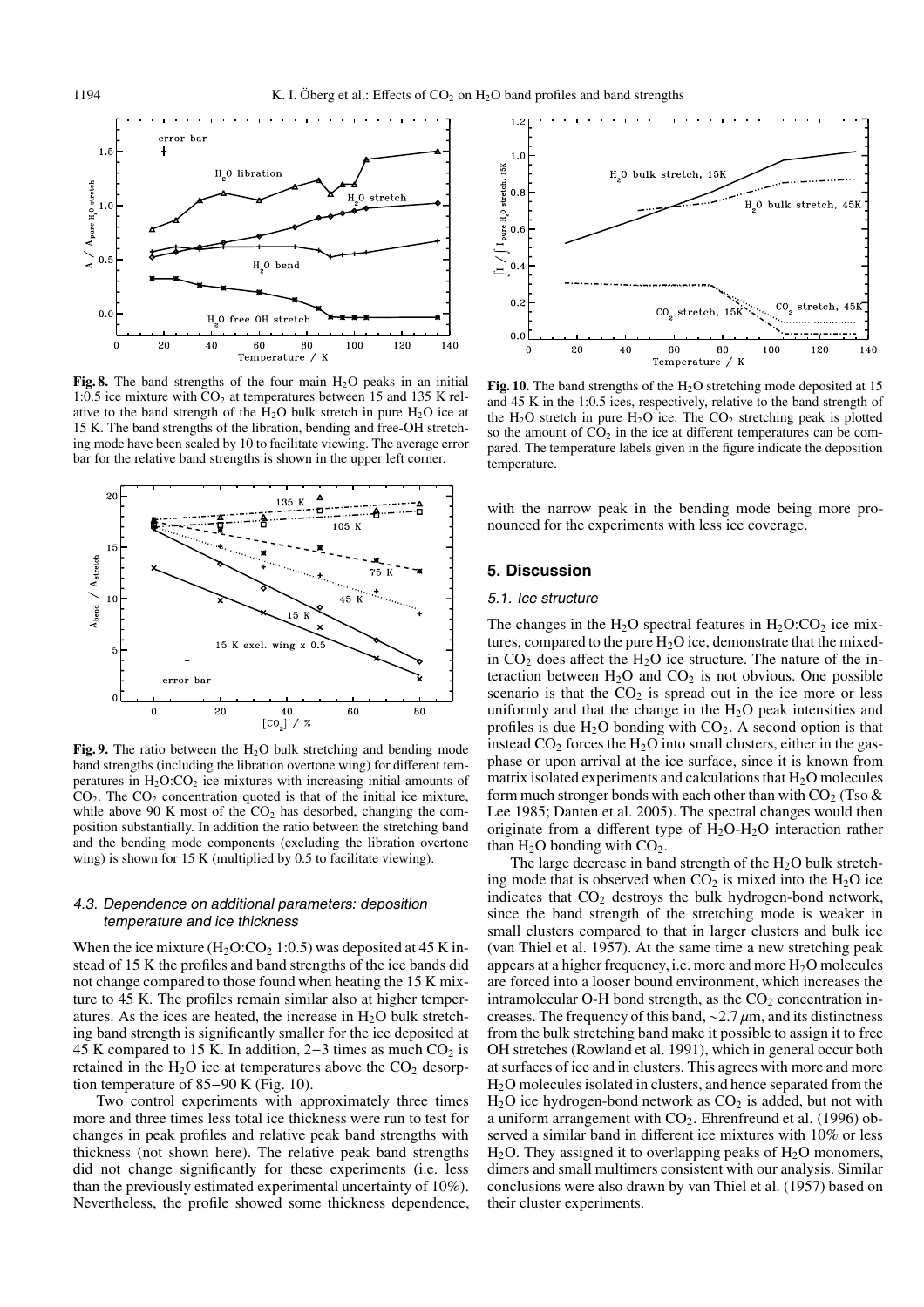**Fig. 8.** The band strengths of the four main $H_2O$ peaks in an initial 1:0.5 ice mixture with $CO_2$ at temperatures between 15 and 135 K relative to the band strength of the $H_2O$ bulk stretch in pure $H_2O$ ice at 15 K. The band strengths of the libration, bending and free-OH stretching mode have been scaled by 10 to facilitate viewing. The average error bar for the relative band strengths is shown in the upper left corner.

**Fig. 9.** The ratio between the $H_2O$ bulk stretching and bending mode band strengths (including the libration overtone wing) for different temperatures in $H_2O$:$CO_2$ ice mixtures with increasing initial amounts of $CO_2$. The $CO_2$ concentration quoted is that of the initial ice mixture, while above 90 K most of the $CO_2$ has desorbed, changing the composition substantially. In addition the ratio between the stretching band and the bending mode components (excluding the libration overtone wing) is shown for 15 K (multiplied by 0.5 to facilitate viewing).

### 4.3. Dependence on additional parameters: deposition temperature and ice thickness

When the ice mixture ($H_2O$:$CO_2$ 1:0.5) was deposited at 45 K instead of 15 K the profiles and band strengths of the ice bands did not change compared to those found when heating the 15 K mixture to 45 K. The profiles remain similar also at higher temperatures. As the ices are heated, the increase in $H_2O$ bulk stretching band strength is significantly smaller for the ice deposited at 45 K compared to 15 K. In addition, 2−3 times as much $CO_2$ is retained in the $H_2O$ ice at temperatures above the $CO_2$ desorption temperature of 85−90 K (Fig. 10).

Two control experiments with approximately three times more and three times less total ice thickness were run to test for changes in peak profiles and relative peak band strengths with thickness (not shown here). The relative peak band strengths did not change significantly for these experiments (i.e. less than the previously estimated experimental uncertainty of 10%). Nevertheless, the profile showed some thickness dependence, with the narrow peak in the bending mode being more pronounced for the experiments with less ice coverage.

**Fig. 10.** The band strengths of the $H_2O$ stretching mode deposited at 15 and 45 K in the 1:0.5 ices, respectively, relative to the band strength of the $H_2O$ stretch in pure $H_2O$ ice. The $CO_2$ stretching peak is plotted so the amount of $CO_2$ in the ice at different temperatures can be compared. The temperature labels given in the figure indicate the deposition temperature.

## 5. Discussion

### 5.1. Ice structure

The changes in the $H_2O$ spectral features in $H_2O$:$CO_2$ ice mixtures, compared to the pure $H_2O$ ice, demonstrate that the mixed-in $CO_2$ does affect the $H_2O$ ice structure. The nature of the interaction between $H_2O$ and $CO_2$ is not obvious. One possible scenario is that the $CO_2$ is spread out in the ice more or less uniformly and that the change in the $H_2O$ peak intensities and profiles is due $H_2O$ bonding with $CO_2$. A second option is that instead $CO_2$ forces the $H_2O$ into small clusters, either in the gas-phase or upon arrival at the ice surface, since it is known from matrix isolated experiments and calculations that $H_2O$ molecules form much stronger bonds with each other than with $CO_2$ (Tso & Lee 1985; Danten et al. 2005). The spectral changes would then originate from a different type of $H_2O$-$H_2O$ interaction rather than $H_2O$ bonding with $CO_2$.

The large decrease in band strength of the $H_2O$ bulk stretching mode that is observed when $CO_2$ is mixed into the $H_2O$ ice indicates that $CO_2$ destroys the bulk hydrogen-bond network, since the band strength of the stretching mode is weaker in small clusters compared to that in larger clusters and bulk ice (van Thiel et al. 1957). At the same time a new stretching peak appears at a higher frequency, i.e. more and more $H_2O$ molecules are forced into a looser bound environment, which increases the intramolecular O-H bond strength, as the $CO_2$ concentration increases. The frequency of this band, $\sim 2.7\,\mu$m, and its distinctness from the bulk stretching band make it possible to assign it to free OH stretches (Rowland et al. 1991), which in general occur both at surfaces of ice and in clusters. This agrees with more and more $H_2O$ molecules isolated in clusters, and hence separated from the $H_2O$ ice hydrogen-bond network as $CO_2$ is added, but not with a uniform arrangement with $CO_2$. Ehrenfreund et al. (1996) observed a similar band in different ice mixtures with 10% or less $H_2O$. They assigned it to overlapping peaks of $H_2O$ monomers, dimers and small multimers consistent with our analysis. Similar conclusions were also drawn by van Thiel et al. (1957) based on their cluster experiments.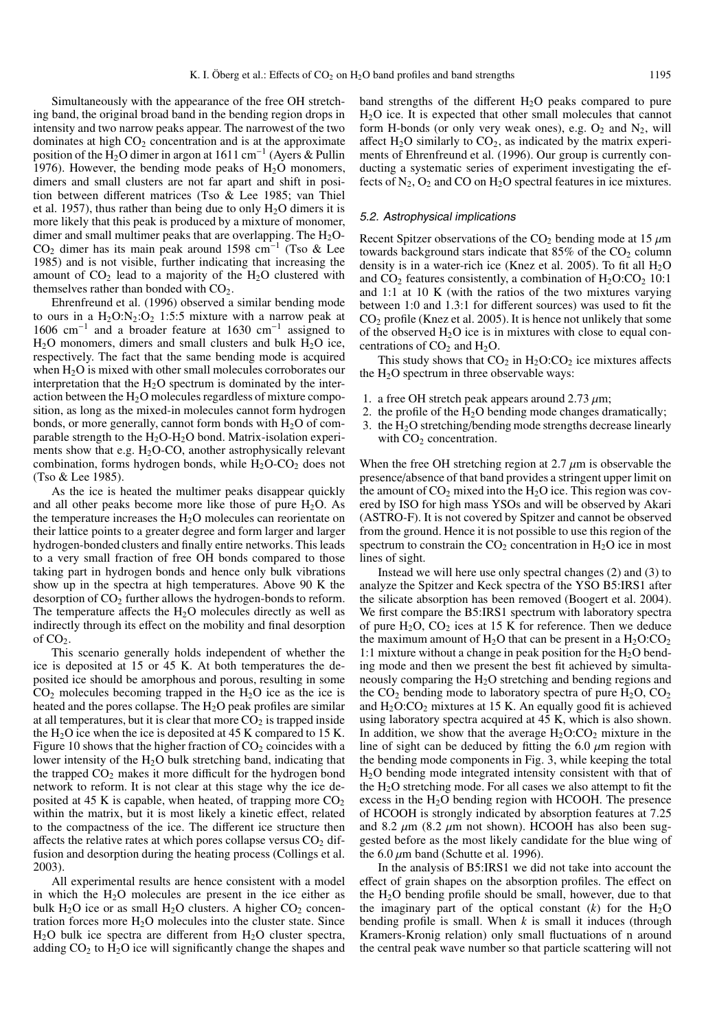Simultaneously with the appearance of the free OH stretching band, the original broad band in the bending region drops in intensity and two narrow peaks appear. The narrowest of the two dominates at high $CO_2$ concentration and is at the approximate position of the $H_2O$ dimer in argon at 1611 $cm^{-1}$ (Ayers & Pullin 1976). However, the bending mode peaks of $H_2O$ monomers, dimers and small clusters are not far apart and shift in position between different matrices (Tso & Lee 1985; van Thiel et al. 1957), thus rather than being due to only $H_2O$ dimers it is more likely that this peak is produced by a mixture of monomer, dimer and small multimer peaks that are overlapping. The $H_2O$-$CO_2$ dimer has its main peak around 1598 $cm^{-1}$ (Tso & Lee 1985) and is not visible, further indicating that increasing the amount of $CO_2$ lead to a majority of the $H_2O$ clustered with themselves rather than bonded with $CO_2$.

Ehrenfreund et al. (1996) observed a similar bending mode to ours in a $H_2O$:$N_2$:$O_2$ 1:5:5 mixture with a narrow peak at 1606 $cm^{-1}$ and a broader feature at 1630 $cm^{-1}$ assigned to $H_2O$ monomers, dimers and small clusters and bulk $H_2O$ ice, respectively. The fact that the same bending mode is acquired when $H_2O$ is mixed with other small molecules corroborates our interpretation that the $H_2O$ spectrum is dominated by the interaction between the $H_2O$ molecules regardless of mixture composition, as long as the mixed-in molecules cannot form hydrogen bonds, or more generally, cannot form bonds with $H_2O$ of comparable strength to the $H_2O$-$H_2O$ bond. Matrix-isolation experiments show that e.g. $H_2O$-CO, another astrophysically relevant combination, forms hydrogen bonds, while $H_2O$-$CO_2$ does not (Tso & Lee 1985).

As the ice is heated the multimer peaks disappear quickly and all other peaks become more like those of pure $H_2O$. As the temperature increases the $H_2O$ molecules can reorientate on their lattice points to a greater degree and form larger and larger hydrogen-bonded clusters and finally entire networks. This leads to a very small fraction of free OH bonds compared to those taking part in hydrogen bonds and hence only bulk vibrations show up in the spectra at high temperatures. Above 90 K the desorption of $CO_2$ further allows the hydrogen-bonds to reform. The temperature affects the $H_2O$ molecules directly as well as indirectly through its effect on the mobility and final desorption of $CO_2$.

This scenario generally holds independent of whether the ice is deposited at 15 or 45 K. At both temperatures the deposited ice should be amorphous and porous, resulting in some $CO_2$ molecules becoming trapped in the $H_2O$ ice as the ice is heated and the pores collapse. The $H_2O$ peak profiles are similar at all temperatures, but it is clear that more $CO_2$ is trapped inside the $H_2O$ ice when the ice is deposited at 45 K compared to 15 K. Figure 10 shows that the higher fraction of $CO_2$ coincides with a lower intensity of the $H_2O$ bulk stretching band, indicating that the trapped $CO_2$ makes it more difficult for the hydrogen bond network to reform. It is not clear at this stage why the ice deposited at 45 K is capable, when heated, of trapping more $CO_2$ within the matrix, but it is most likely a kinetic effect, related to the compactness of the ice. The different ice structure then affects the relative rates at which pores collapse versus $CO_2$ diffusion and desorption during the heating process (Collings et al. 2003).

All experimental results are hence consistent with a model in which the $H_2O$ molecules are present in the ice either as bulk $H_2O$ ice or as small $H_2O$ clusters. A higher $CO_2$ concentration forces more $H_2O$ molecules into the cluster state. Since $H_2O$ bulk ice spectra are different from $H_2O$ cluster spectra, adding $CO_2$ to $H_2O$ ice will significantly change the shapes and band strengths of the different $H_2O$ peaks compared to pure $H_2O$ ice. It is expected that other small molecules that cannot form H-bonds (or only very weak ones), e.g. $O_2$ and $N_2$, will affect $H_2O$ similarly to $CO_2$, as indicated by the matrix experiments of Ehrenfreund et al. (1996). Our group is currently conducting a systematic series of experiment investigating the effects of $N_2$, $O_2$ and CO on $H_2O$ spectral features in ice mixtures.

### 5.2. Astrophysical implications

Recent Spitzer observations of the $CO_2$ bending mode at 15 $\mu$m towards background stars indicate that 85% of the $CO_2$ column density is in a water-rich ice (Knez et al. 2005). To fit all $H_2O$ and $CO_2$ features consistently, a combination of $H_2O$:$CO_2$ 10:1 and 1:1 at 10 K (with the ratios of the two mixtures varying between 1:0 and 1.3:1 for different sources) was used to fit the $CO_2$ profile (Knez et al. 2005). It is hence not unlikely that some of the observed $H_2O$ ice is in mixtures with close to equal concentrations of $CO_2$ and $H_2O$.

This study shows that $CO_2$ in $H_2O$:$CO_2$ ice mixtures affects the $H_2O$ spectrum in three observable ways:

1. a free OH stretch peak appears around 2.73 $\mu$m;
2. the profile of the $H_2O$ bending mode changes dramatically;
3. the $H_2O$ stretching/bending mode strengths decrease linearly with $CO_2$ concentration.

When the free OH stretching region at 2.7 $\mu$m is observable the presence/absence of that band provides a stringent upper limit on the amount of $CO_2$ mixed into the $H_2O$ ice. This region was covered by ISO for high mass YSOs and will be observed by Akari (ASTRO-F). It is not covered by Spitzer and cannot be observed from the ground. Hence it is not possible to use this region of the spectrum to constrain the $CO_2$ concentration in $H_2O$ ice in most lines of sight.

Instead we will here use only spectral changes (2) and (3) to analyze the Spitzer and Keck spectra of the YSO B5:IRS1 after the silicate absorption has been removed (Boogert et al. 2004). We first compare the B5:IRS1 spectrum with laboratory spectra of pure $H_2O$, $CO_2$ ices at 15 K for reference. Then we deduce the maximum amount of $H_2O$ that can be present in a $H_2O$:$CO_2$ 1:1 mixture without a change in peak position for the $H_2O$ bending mode and then we present the best fit achieved by simultaneously comparing the $H_2O$ stretching and bending regions and the $CO_2$ bending mode to laboratory spectra of pure $H_2O$, $CO_2$ and $H_2O$:$CO_2$ mixtures at 15 K. An equally good fit is achieved using laboratory spectra acquired at 45 K, which is also shown. In addition, we show that the average $H_2O$:$CO_2$ mixture in the line of sight can be deduced by fitting the 6.0 $\mu$m region with the bending mode components in Fig. 3, while keeping the total $H_2O$ bending mode integrated intensity consistent with that of the $H_2O$ stretching mode. For all cases we also attempt to fit the excess in the $H_2O$ bending region with HCOOH. The presence of HCOOH is strongly indicated by absorption features at 7.25 and 8.2 $\mu$m (8.2 $\mu$m not shown). HCOOH has also been suggested before as the most likely candidate for the blue wing of the 6.0 $\mu$m band (Schutte et al. 1996).

In the analysis of B5:IRS1 we did not take into account the effect of grain shapes on the absorption profiles. The effect on the $H_2O$ bending profile should be small, however, due to that the imaginary part of the optical constant ($k$) for the $H_2O$ bending profile is small. When $k$ is small it induces (through Kramers-Kronig relation) only small fluctuations of n around the central peak wave number so that particle scattering will not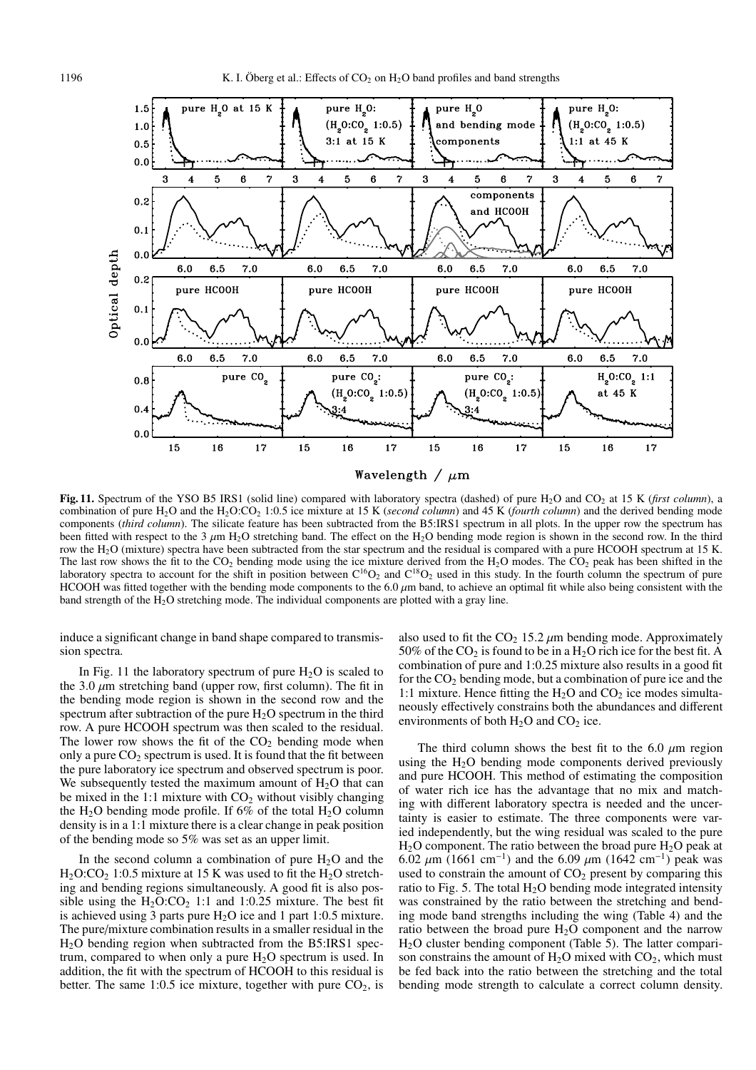**Fig. 11.** Spectrum of the YSO B5 IRS1 (solid line) compared with laboratory spectra (dashed) of pure $H_2O$ and $CO_2$ at 15 K (*first column*), a combination of pure $H_2O$ and the $H_2O$:$CO_2$ 1:0.5 ice mixture at 15 K (*second column*) and 45 K (*fourth column*) and the derived bending mode components (*third column*). The silicate feature has been subtracted from the B5:IRS1 spectrum in all plots. In the upper row the spectrum has been fitted with respect to the 3 $\mu$m $H_2O$ stretching band. The effect on the $H_2O$ bending mode region is shown in the second row. In the third row the $H_2O$ (mixture) spectra have been subtracted from the star spectrum and the residual is compared with a pure HCOOH spectrum at 15 K. The last row shows the fit to the $CO_2$ bending mode using the ice mixture derived from the $H_2O$ modes. The $CO_2$ peak has been shifted in the laboratory spectra to account for the shift in position between $C^{16}O_2$ and $C^{18}O_2$ used in this study. In the fourth column the spectrum of pure HCOOH was fitted together with the bending mode components to the 6.0 $\mu$m band, to achieve an optimal fit while also being consistent with the band strength of the $H_2O$ stretching mode. The individual components are plotted with a gray line.

induce a significant change in band shape compared to transmission spectra.

In Fig. 11 the laboratory spectrum of pure $H_2O$ is scaled to the 3.0 $\mu$m stretching band (upper row, first column). The fit in the bending mode region is shown in the second row and the spectrum after subtraction of the pure $H_2O$ spectrum in the third row. A pure HCOOH spectrum was then scaled to the residual. The lower row shows the fit of the $CO_2$ bending mode when only a pure $CO_2$ spectrum is used. It is found that the fit between the pure laboratory ice spectrum and observed spectrum is poor. We subsequently tested the maximum amount of $H_2O$ that can be mixed in the 1:1 mixture with $CO_2$ without visibly changing the $H_2O$ bending mode profile. If 6% of the total $H_2O$ column density is in a 1:1 mixture there is a clear change in peak position of the bending mode so 5% was set as an upper limit.

In the second column a combination of pure $H_2O$ and the $H_2O$:$CO_2$ 1:0.5 mixture at 15 K was used to fit the $H_2O$ stretching and bending regions simultaneously. A good fit is also possible using the $H_2O$:$CO_2$ 1:1 and 1:0.25 mixture. The best fit is achieved using 3 parts pure $H_2O$ ice and 1 part 1:0.5 mixture. The pure/mixture combination results in a smaller residual in the $H_2O$ bending region when subtracted from the B5:IRS1 spectrum, compared to when only a pure $H_2O$ spectrum is used. In addition, the fit with the spectrum of HCOOH to this residual is better. The same 1:0.5 ice mixture, together with pure $CO_2$, is also used to fit the $CO_2$ 15.2 $\mu$m bending mode. Approximately 50% of the $CO_2$ is found to be in a $H_2O$ rich ice for the best fit. A combination of pure and 1:0.25 mixture also results in a good fit for the $CO_2$ bending mode, but a combination of pure ice and the 1:1 mixture. Hence fitting the $H_2O$ and $CO_2$ ice modes simultaneously effectively constrains both the abundances and different environments of both $H_2O$ and $CO_2$ ice.

The third column shows the best fit to the 6.0 $\mu$m region using the $H_2O$ bending mode components derived previously and pure HCOOH. This method of estimating the composition of water rich ice has the advantage that no mix and matching with different laboratory spectra is needed and the uncertainty is easier to estimate. The three components were varied independently, but the wing residual was scaled to the pure $H_2O$ component. The ratio between the broad pure $H_2O$ peak at 6.02 $\mu$m (1661 cm$^{-1}$) and the 6.09 $\mu$m (1642 cm$^{-1}$) peak was used to constrain the amount of $CO_2$ present by comparing this ratio to Fig. 5. The total $H_2O$ bending mode integrated intensity was constrained by the ratio between the stretching and bending mode band strengths including the wing (Table 4) and the ratio between the broad pure $H_2O$ component and the narrow $H_2O$ cluster bending component (Table 5). The latter comparison constrains the amount of $H_2O$ mixed with $CO_2$, which must be fed back into the ratio between the stretching and the total bending mode strength to calculate a correct column density.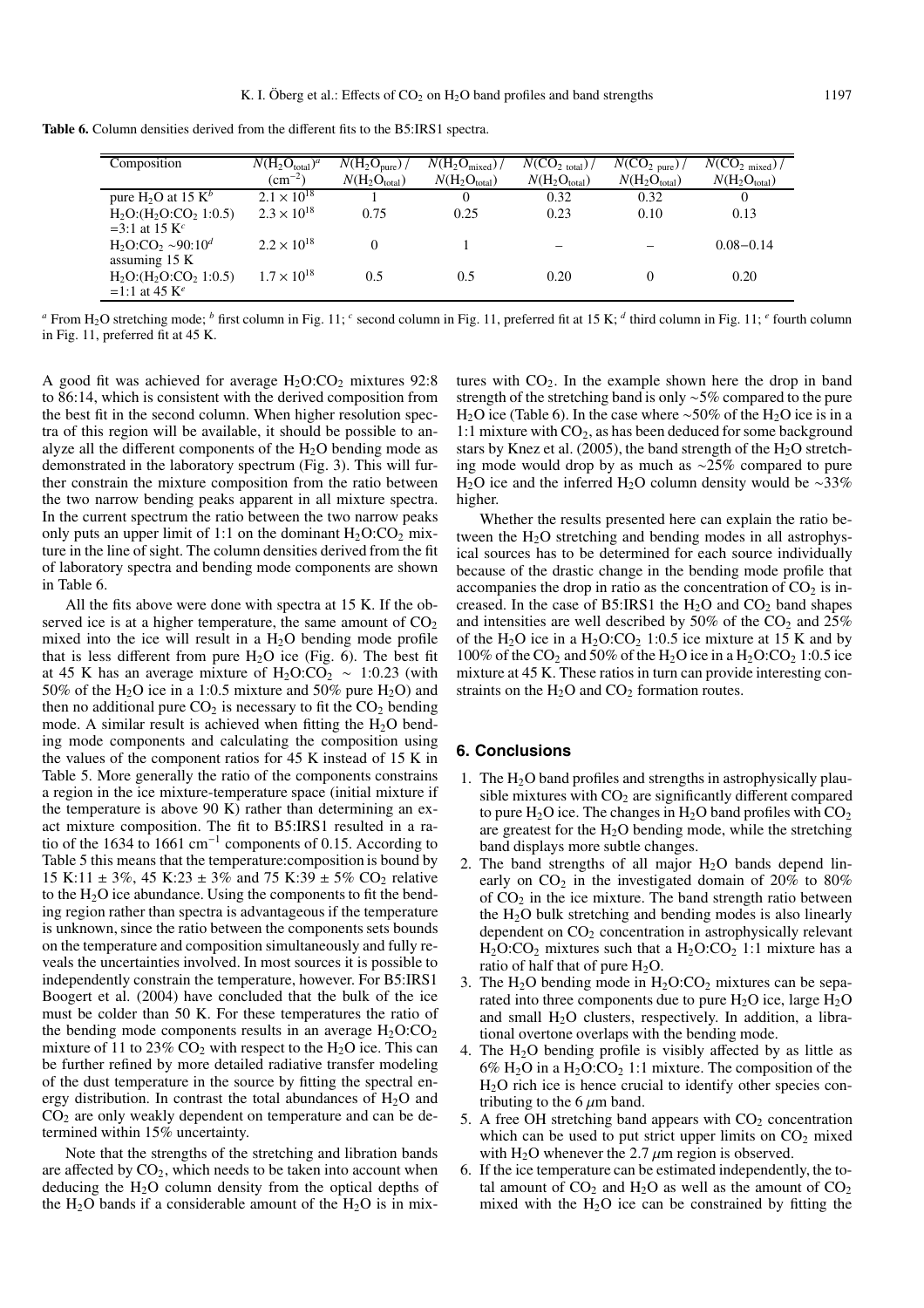**Table 6.** Column densities derived from the different fits to the B5:IRS1 spectra.

| Composition | $N(H_2O_{total})$[a] ($cm^{-2}$) | $N(H_2O_{pure})$ / $N(H_2O_{total})$ | $N(H_2O_{mixed})$ / $N(H_2O_{total})$ | $N(CO_{2\ total})$ / $N(H_2O_{total})$ | $N(CO_{2\ pure})$ / $N(H_2O_{total})$ | $N(CO_{2\ mixed})$ / $N(H_2O_{total})$ |
|---|---|---|---|---|---|---|
| pure $H_2O$ at 15 K[b] | $2.1 \times 10^{18}$ | 1 | 0 | 0.32 | 0.32 | 0 |
| $H_2O$:($H_2O$:$CO_2$ 1:0.5) =3:1 at 15 K[c] | $2.3 \times 10^{18}$ | 0.75 | 0.25 | 0.23 | 0.10 | 0.13 |
| $H_2O$:$CO_2$ ~90:10[d] assuming 15 K | $2.2 \times 10^{18}$ | 0 | 1 | – | – | 0.08−0.14 |
| $H_2O$:($H_2O$:$CO_2$ 1:0.5) =1:1 at 45 K[e] | $1.7 \times 10^{18}$ | 0.5 | 0.5 | 0.20 | 0 | 0.20 |

[a] From $H_2O$ stretching mode; [b] first column in Fig. 11; [c] second column in Fig. 11, preferred fit at 15 K; [d] third column in Fig. 11; [e] fourth column in Fig. 11, preferred fit at 45 K.

A good fit was achieved for average $H_2O$:$CO_2$ mixtures 92:8 to 86:14, which is consistent with the derived composition from the best fit in the second column. When higher resolution spectra of this region will be available, it should be possible to analyze all the different components of the $H_2O$ bending mode as demonstrated in the laboratory spectrum (Fig. 3). This will further constrain the mixture composition from the ratio between the two narrow bending peaks apparent in all mixture spectra. In the current spectrum the ratio between the two narrow peaks only puts an upper limit of 1:1 on the dominant $H_2O$:$CO_2$ mixture in the line of sight. The column densities derived from the fit of laboratory spectra and bending mode components are shown in Table 6.

All the fits above were done with spectra at 15 K. If the observed ice is at a higher temperature, the same amount of $CO_2$ mixed into the ice will result in a $H_2O$ bending mode profile that is less different from pure $H_2O$ ice (Fig. 6). The best fit at 45 K has an average mixture of $H_2O$:$CO_2$ ~ 1:0.23 (with 50% of the $H_2O$ ice in a 1:0.5 mixture and 50% pure $H_2O$) and then no additional pure $CO_2$ is necessary to fit the $CO_2$ bending mode. A similar result is achieved when fitting the $H_2O$ bending mode components and calculating the composition using the values of the component ratios for 45 K instead of 15 K in Table 5. More generally the ratio of the components constrains a region in the ice mixture-temperature space (initial mixture if the temperature is above 90 K) rather than determining an exact mixture composition. The fit to B5:IRS1 resulted in a ratio of the 1634 to 1661 $cm^{-1}$ components of 0.15. According to Table 5 this means that the temperature:composition is bound by 15 K:11 ± 3%, 45 K:23 ± 3% and 75 K:39 ± 5% $CO_2$ relative to the $H_2O$ ice abundance. Using the components to fit the bending region rather than spectra is advantageous if the temperature is unknown, since the ratio between the components sets bounds on the temperature and composition simultaneously and fully reveals the uncertainties involved. In most sources it is possible to independently constrain the temperature, however. For B5:IRS1 Boogert et al. (2004) have concluded that the bulk of the ice must be colder than 50 K. For these temperatures the ratio of the bending mode components results in an average $H_2O$:$CO_2$ mixture of 11 to 23% $CO_2$ with respect to the $H_2O$ ice. This can be further refined by more detailed radiative transfer modeling of the dust temperature in the source by fitting the spectral energy distribution. In contrast the total abundances of $H_2O$ and $CO_2$ are only weakly dependent on temperature and can be determined within 15% uncertainty.

Note that the strengths of the stretching and libration bands are affected by $CO_2$, which needs to be taken into account when deducing the $H_2O$ column density from the optical depths of the $H_2O$ bands if a considerable amount of the $H_2O$ is in mixtures with $CO_2$. In the example shown here the drop in band strength of the stretching band is only ~5% compared to the pure $H_2O$ ice (Table 6). In the case where ~50% of the $H_2O$ ice is in a 1:1 mixture with $CO_2$, as has been deduced for some background stars by Knez et al. (2005), the band strength of the $H_2O$ stretching mode would drop by as much as ~25% compared to pure $H_2O$ ice and the inferred $H_2O$ column density would be ~33% higher.

Whether the results presented here can explain the ratio between the $H_2O$ stretching and bending modes in all astrophysical sources has to be determined for each source individually because of the drastic change in the bending mode profile that accompanies the drop in ratio as the concentration of $CO_2$ is increased. In the case of B5:IRS1 the $H_2O$ and $CO_2$ band shapes and intensities are well described by 50% of the $CO_2$ and 25% of the $H_2O$ ice in a $H_2O$:$CO_2$ 1:0.5 ice mixture at 15 K and by 100% of the $CO_2$ and 50% of the $H_2O$ ice in a $H_2O$:$CO_2$ 1:0.5 ice mixture at 45 K. These ratios in turn can provide interesting constraints on the $H_2O$ and $CO_2$ formation routes.

## 6. Conclusions

1. The $H_2O$ band profiles and strengths in astrophysically plausible mixtures with $CO_2$ are significantly different compared to pure $H_2O$ ice. The changes in $H_2O$ band profiles with $CO_2$ are greatest for the $H_2O$ bending mode, while the stretching band displays more subtle changes.
2. The band strengths of all major $H_2O$ bands depend linearly on $CO_2$ in the investigated domain of 20% to 80% of $CO_2$ in the ice mixture. The band strength ratio between the $H_2O$ bulk stretching and bending modes is also linearly dependent on $CO_2$ concentration in astrophysically relevant $H_2O$:$CO_2$ mixtures such that a $H_2O$:$CO_2$ 1:1 mixture has a ratio of half that of pure $H_2O$.
3. The $H_2O$ bending mode in $H_2O$:$CO_2$ mixtures can be separated into three components due to pure $H_2O$ ice, large $H_2O$ and small $H_2O$ clusters, respectively. In addition, a librational overtone overlaps with the bending mode.
4. The $H_2O$ bending profile is visibly affected by as little as 6% $H_2O$ in a $H_2O$:$CO_2$ 1:1 mixture. The composition of the $H_2O$ rich ice is hence crucial to identify other species contributing to the 6 $\mu$m band.
5. A free OH stretching band appears with $CO_2$ concentration which can be used to put strict upper limits on $CO_2$ mixed with $H_2O$ whenever the 2.7 $\mu$m region is observed.
6. If the ice temperature can be estimated independently, the total amount of $CO_2$ and $H_2O$ as well as the amount of $CO_2$ mixed with the $H_2O$ ice can be constrained by fitting the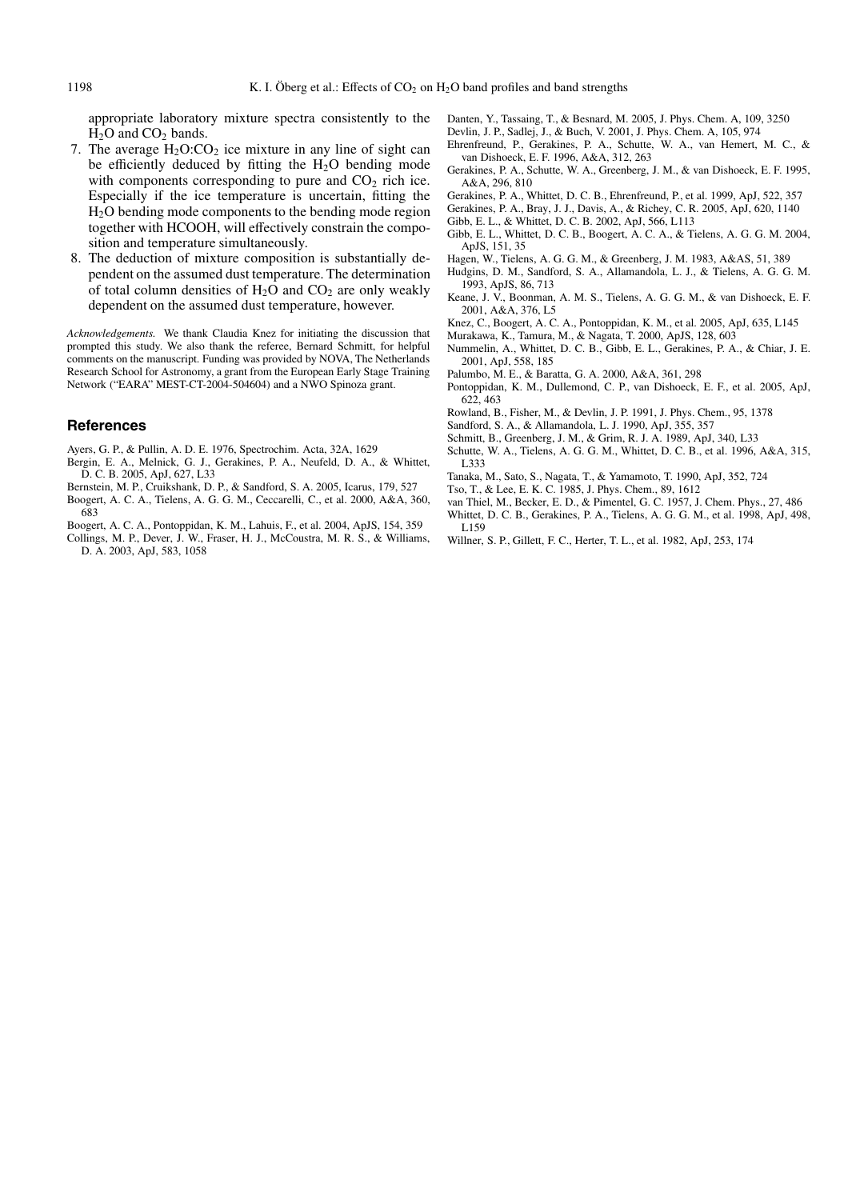appropriate laboratory mixture spectra consistently to the $H_2O$ and $CO_2$ bands.

7. The average $H_2O$:$CO_2$ ice mixture in any line of sight can be efficiently deduced by fitting the $H_2O$ bending mode with components corresponding to pure and $CO_2$ rich ice. Especially if the ice temperature is uncertain, fitting the $H_2O$ bending mode components to the bending mode region together with HCOOH, will effectively constrain the composition and temperature simultaneously.
8. The deduction of mixture composition is substantially dependent on the assumed dust temperature. The determination of total column densities of $H_2O$ and $CO_2$ are only weakly dependent on the assumed dust temperature, however.

*Acknowledgements.* We thank Claudia Knez for initiating the discussion that prompted this study. We also thank the referee, Bernard Schmitt, for helpful comments on the manuscript. Funding was provided by NOVA, The Netherlands Research School for Astronomy, a grant from the European Early Stage Training Network ("EARA" MEST-CT-2004-504604) and a NWO Spinoza grant.

## References

Ayers, G. P., & Pullin, A. D. E. 1976, Spectrochim. Acta, 32A, 1629

Bergin, E. A., Melnick, G. J., Gerakines, P. A., Neufeld, D. A., & Whittet, D. C. B. 2005, ApJ, 627, L33

Bernstein, M. P., Cruikshank, D. P., & Sandford, S. A. 2005, Icarus, 179, 527

Boogert, A. C. A., Tielens, A. G. G. M., Ceccarelli, C., et al. 2000, A&A, 360, 683

Boogert, A. C. A., Pontoppidan, K. M., Lahuis, F., et al. 2004, ApJS, 154, 359

Collings, M. P., Dever, J. W., Fraser, H. J., McCoustra, M. R. S., & Williams, D. A. 2003, ApJ, 583, 1058

Danten, Y., Tassaing, T., & Besnard, M. 2005, J. Phys. Chem. A, 109, 3250

Devlin, J. P., Sadlej, J., & Buch, V. 2001, J. Phys. Chem. A, 105, 974

Ehrenfreund, P., Gerakines, P. A., Schutte, W. A., van Hemert, M. C., & van Dishoeck, E. F. 1996, A&A, 312, 263

Gerakines, P. A., Schutte, W. A., Greenberg, J. M., & van Dishoeck, E. F. 1995, A&A, 296, 810

Gerakines, P. A., Whittet, D. C. B., Ehrenfreund, P., et al. 1999, ApJ, 522, 357

Gerakines, P. A., Bray, J. J., Davis, A., & Richey, C. R. 2005, ApJ, 620, 1140

Gibb, E. L., & Whittet, D. C. B. 2002, ApJ, 566, L113

Gibb, E. L., Whittet, D. C. B., Boogert, A. C. A., & Tielens, A. G. G. M. 2004, ApJS, 151, 35

Hagen, W., Tielens, A. G. G. M., & Greenberg, J. M. 1983, A&AS, 51, 389

Hudgins, D. M., Sandford, S. A., Allamandola, L. J., & Tielens, A. G. G. M. 1993, ApJS, 86, 713

Keane, J. V., Boonman, A. M. S., Tielens, A. G. G. M., & van Dishoeck, E. F. 2001, A&A, 376, L5

Knez, C., Boogert, A. C. A., Pontoppidan, K. M., et al. 2005, ApJ, 635, L145

Murakawa, K., Tamura, M., & Nagata, T. 2000, ApJS, 128, 603

Nummelin, A., Whittet, D. C. B., Gibb, E. L., Gerakines, P. A., & Chiar, J. E. 2001, ApJ, 558, 185

Palumbo, M. E., & Baratta, G. A. 2000, A&A, 361, 298

Pontoppidan, K. M., Dullemond, C. P., van Dishoeck, E. F., et al. 2005, ApJ, 622, 463

Rowland, B., Fisher, M., & Devlin, J. P. 1991, J. Phys. Chem., 95, 1378

Sandford, S. A., & Allamandola, L. J. 1990, ApJ, 355, 357

Schmitt, B., Greenberg, J. M., & Grim, R. J. A. 1989, ApJ, 340, L33

Schutte, W. A., Tielens, A. G. G. M., Whittet, D. C. B., et al. 1996, A&A, 315, L333

Tanaka, M., Sato, S., Nagata, T., & Yamamoto, T. 1990, ApJ, 352, 724

Tso, T., & Lee, E. K. C. 1985, J. Phys. Chem., 89, 1612

van Thiel, M., Becker, E. D., & Pimentel, G. C. 1957, J. Chem. Phys., 27, 486

Whittet, D. C. B., Gerakines, P. A., Tielens, A. G. G. M., et al. 1998, ApJ, 498, L159

Willner, S. P., Gillett, F. C., Herter, T. L., et al. 1982, ApJ, 253, 174